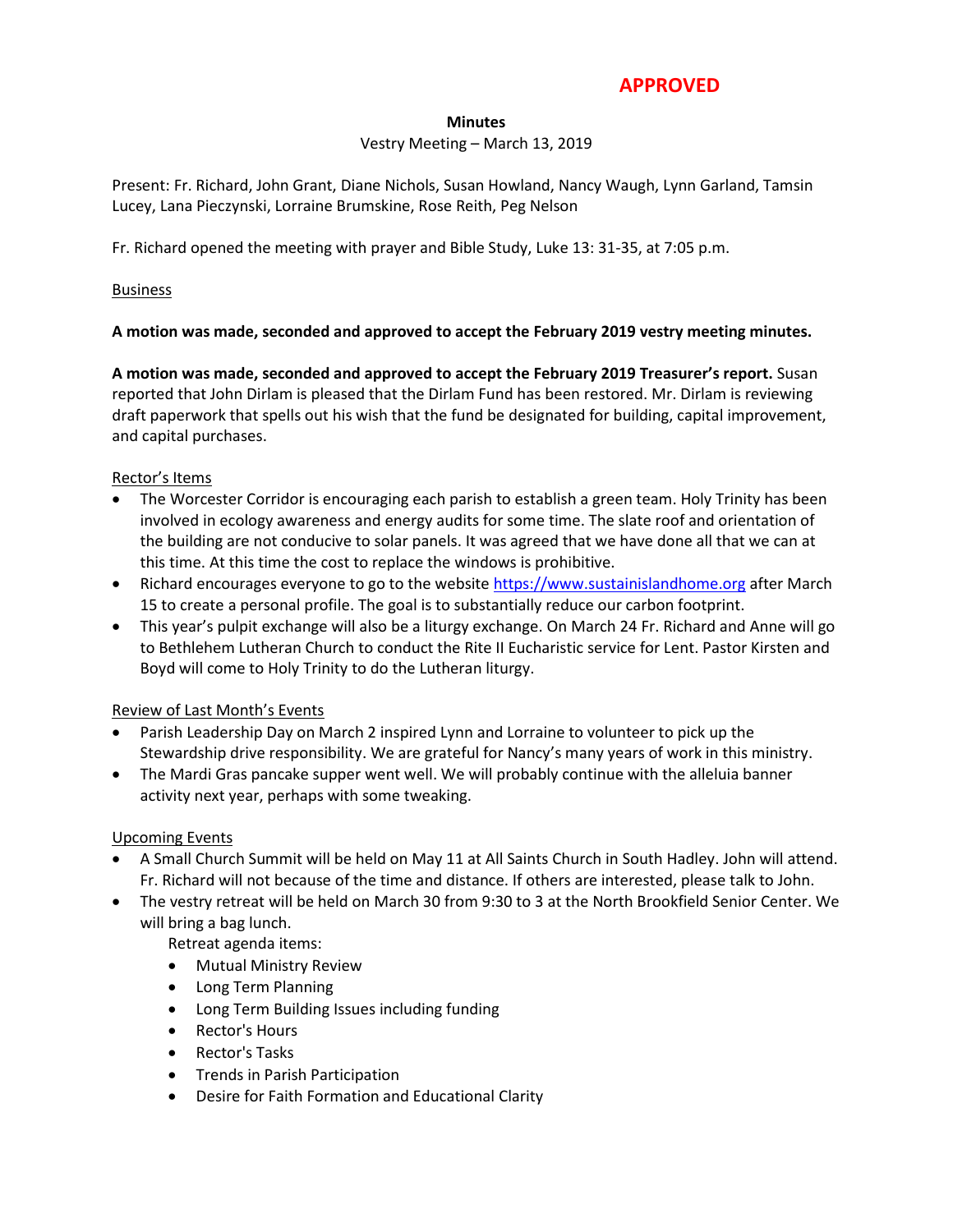**APPROVED**

**Minutes**

Vestry Meeting – March 13, 2019

Present: Fr. Richard, John Grant, Diane Nichols, Susan Howland, Nancy Waugh, Lynn Garland, Tamsin Lucey, Lana Pieczynski, Lorraine Brumskine, Rose Reith, Peg Nelson

Fr. Richard opened the meeting with prayer and Bible Study, Luke 13: 31-35, at 7:05 p.m.

Business

**A motion was made, seconded and approved to accept the February 2019 vestry meeting minutes.**

**A motion was made, seconded and approved to accept the February 2019 Treasurer's report.** Susan reported that John Dirlam is pleased that the Dirlam Fund has been restored. Mr. Dirlam is reviewing draft paperwork that spells out his wish that the fund be designated for building, capital improvement, and capital purchases.

Rector's Items

- The Worcester Corridor is encouraging each parish to establish a green team. Holy Trinity has been involved in ecology awareness and energy audits for some time. The slate roof and orientation of the building are not conducive to solar panels. It was agreed that we have done all that we can at this time. At this time the cost to replace the windows is prohibitive.
- Richard encourages everyone to go to the website [https://www.sustainislandhome.org](https://www.sustainislandhome.org) after March 15 to create a personal profile. The goal is to substantially reduce our carbon footprint.
- This year's pulpit exchange will also be a liturgy exchange. On March 24 Fr. Richard and Anne will go to Bethlehem Lutheran Church to conduct the Rite II Eucharistic service for Lent. Pastor Kirsten and Boyd will come to Holy Trinity to do the Lutheran liturgy.

Review of Last Month's Events

- Parish Leadership Day on March 2 inspired Lynn and Lorraine to volunteer to pick up the Stewardship drive responsibility. We are grateful for Nancy's many years of work in this ministry.
- The Mardi Gras pancake supper went well. We will probably continue with the alleluia banner activity next year, perhaps with some tweaking.

Upcoming Events

- A Small Church Summit will be held on May 11 at All Saints Church in South Hadley. John will attend. Fr. Richard will not because of the time and distance. If others are interested, please talk to John.
- The vestry retreat will be held on March 30 from 9:30 to 3 at the North Brookfield Senior Center. We will bring a bag lunch.

  Retreat agenda items:
  - Mutual Ministry Review
  - Long Term Planning
  - Long Term Building Issues including funding
  - Rector's Hours
  - Rector's Tasks
  - Trends in Parish Participation
  - Desire for Faith Formation and Educational Clarity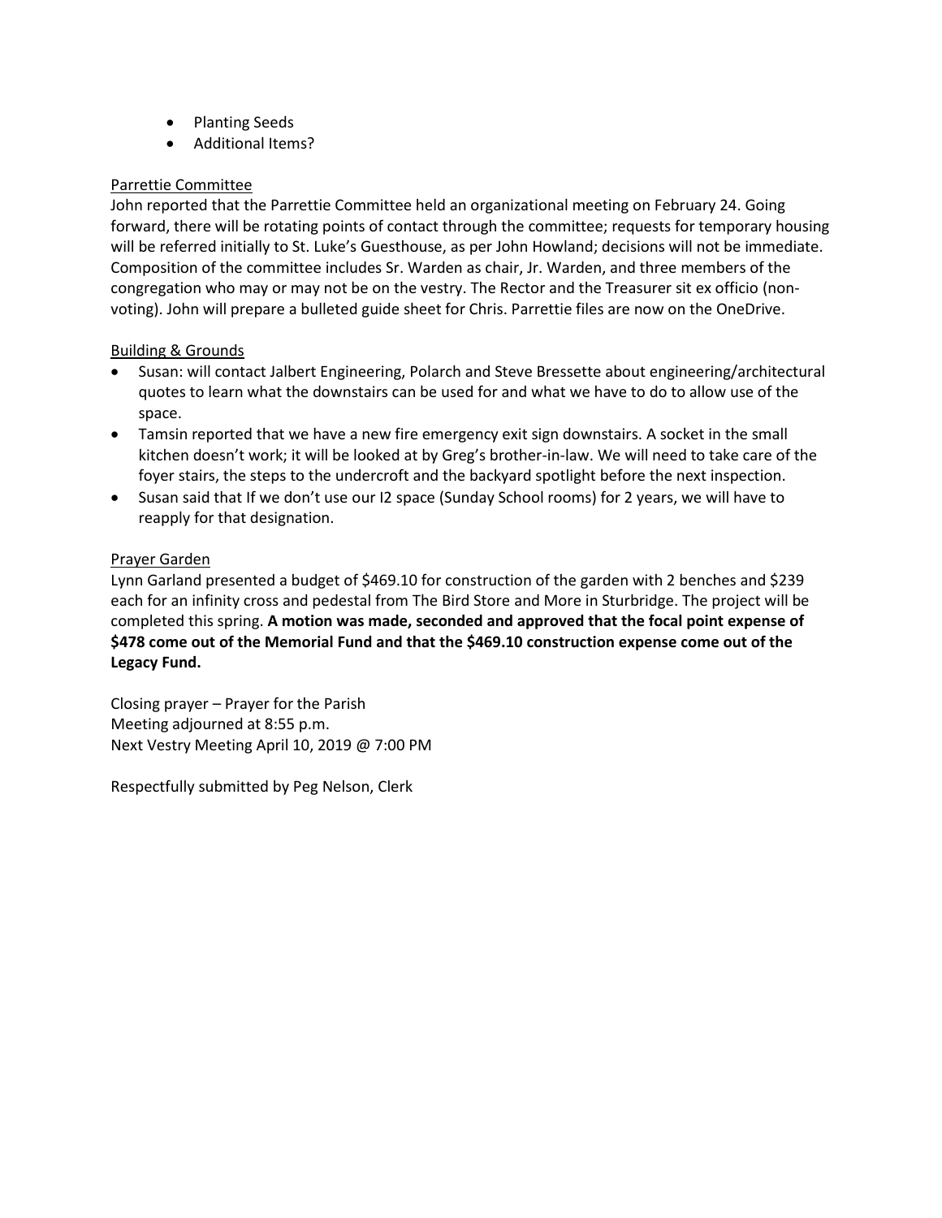- Planting Seeds
- Additional Items?

Parrettie Committee

John reported that the Parrettie Committee held an organizational meeting on February 24. Going forward, there will be rotating points of contact through the committee; requests for temporary housing will be referred initially to St. Luke's Guesthouse, as per John Howland; decisions will not be immediate. Composition of the committee includes Sr. Warden as chair, Jr. Warden, and three members of the congregation who may or may not be on the vestry. The Rector and the Treasurer sit ex officio (non-voting). John will prepare a bulleted guide sheet for Chris. Parrettie files are now on the OneDrive.

Building & Grounds

- Susan: will contact Jalbert Engineering, Polarch and Steve Bressette about engineering/architectural quotes to learn what the downstairs can be used for and what we have to do to allow use of the space.
- Tamsin reported that we have a new fire emergency exit sign downstairs. A socket in the small kitchen doesn't work; it will be looked at by Greg's brother-in-law. We will need to take care of the foyer stairs, the steps to the undercroft and the backyard spotlight before the next inspection.
- Susan said that If we don't use our I2 space (Sunday School rooms) for 2 years, we will have to reapply for that designation.

Prayer Garden

Lynn Garland presented a budget of $469.10 for construction of the garden with 2 benches and $239 each for an infinity cross and pedestal from The Bird Store and More in Sturbridge. The project will be completed this spring. **A motion was made, seconded and approved that the focal point expense of $478 come out of the Memorial Fund and that the $469.10 construction expense come out of the Legacy Fund.**

Closing prayer – Prayer for the Parish
Meeting adjourned at 8:55 p.m.
Next Vestry Meeting April 10, 2019 @ 7:00 PM

Respectfully submitted by Peg Nelson, Clerk